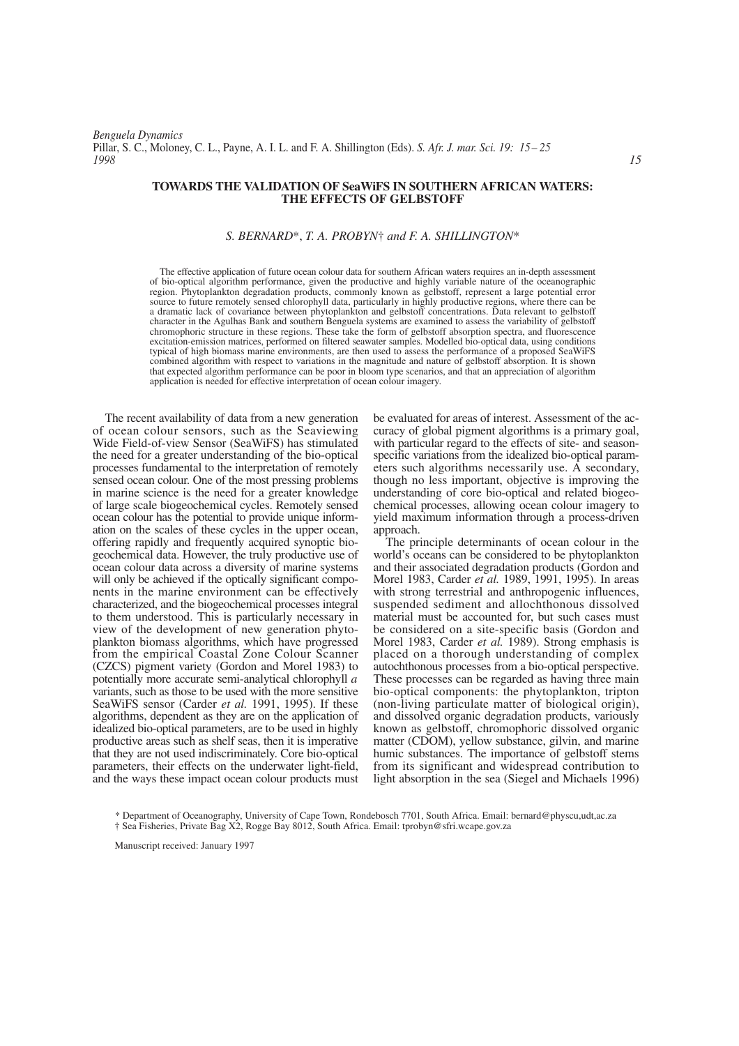# TOWARDS THE VALIDATION OF SeaWiFS IN SOUTHERN AFRICAN WATERS: THE EFFECTS OF GELBSTOFF

*S. BERNARD\*, T. A. PROBYN† and F. A. SHILLINGTON\**

The effective application of future ocean colour data for southern African waters requires an in-depth assessment of bio-optical algorithm performance, given the productive and highly variable nature of the oceanographic region. Phytoplankton degradation products, commonly known as gelbstoff, represent a large potential error source to future remotely sensed chlorophyll data, particularly in highly productive regions, where there can be a dramatic lack of covariance between phytoplankton and gelbstoff concentrations. Data relevant to gelbstoff character in the Agulhas Bank and southern Benguela systems are examined to assess the variability of gelbstoff chromophoric structure in these regions. These take the form of gelbstoff absorption spectra, and fluorescence excitation-emission matrices, performed on filtered seawater samples. Modelled bio-optical data, using conditions typical of high biomass marine environments, are then used to assess the performance of a proposed SeaWiFS combined algorithm with respect to variations in the magnitude and nature of gelbstoff absorption. It is shown that expected algorithm performance can be poor in bloom type scenarios, and that an appreciation of algorithm application is needed for effective interpretation of ocean colour imagery.

The recent availability of data from a new generation of ocean colour sensors, such as the Seaviewing Wide Field-of-view Sensor (SeaWiFS) has stimulated the need for a greater understanding of the bio-optical processes fundamental to the interpretation of remotely sensed ocean colour. One of the most pressing problems in marine science is the need for a greater knowledge of large scale biogeochemical cycles. Remotely sensed ocean colour has the potential to provide unique information on the scales of these cycles in the upper ocean, offering rapidly and frequently acquired synoptic biogeochemical data. However, the truly productive use of ocean colour data across a diversity of marine systems will only be achieved if the optically significant components in the marine environment can be effectively characterized, and the biogeochemical processes integral to them understood. This is particularly necessary in view of the development of new generation phytoplankton biomass algorithms, which have progressed from the empirical Coastal Zone Colour Scanner (CZCS) pigment variety (Gordon and Morel 1983) to potentially more accurate semi-analytical chlorophyll *a* variants, such as those to be used with the more sensitive SeaWiFS sensor (Carder *et al.* 1991, 1995). If these algorithms, dependent as they are on the application of idealized bio-optical parameters, are to be used in highly productive areas such as shelf seas, then it is imperative that they are not used indiscriminately. Core bio-optical parameters, their effects on the underwater light-field, and the ways these impact ocean colour products must be evaluated for areas of interest. Assessment of the accuracy of global pigment algorithms is a primary goal, with particular regard to the effects of site- and season-specific variations from the idealized bio-optical parameters such algorithms necessarily use. A secondary, though no less important, objective is improving the understanding of core bio-optical and related biogeochemical processes, allowing ocean colour imagery to yield maximum information through a process-driven approach.

The principle determinants of ocean colour in the world's oceans can be considered to be phytoplankton and their associated degradation products (Gordon and Morel 1983, Carder *et al.* 1989, 1991, 1995). In areas with strong terrestrial and anthropogenic influences, suspended sediment and allochthonous dissolved material must be accounted for, but such cases must be considered on a site-specific basis (Gordon and Morel 1983, Carder *et al.* 1989). Strong emphasis is placed on a thorough understanding of complex autochthonous processes from a bio-optical perspective. These processes can be regarded as having three main bio-optical components: the phytoplankton, tripton (non-living particulate matter of biological origin), and dissolved organic degradation products, variously known as gelbstoff, chromophoric dissolved organic matter (CDOM), yellow substance, gilvin, and marine humic substances. The importance of gelbstoff stems from its significant and widespread contribution to light absorption in the sea (Siegel and Michaels 1996)

\* Department of Oceanography, University of Cape Town, Rondebosch 7701, South Africa. Email: bernard@physcu,udt,ac.za
† Sea Fisheries, Private Bag X2, Rogge Bay 8012, South Africa. Email: tprobyn@sfri.wcape.gov.za

Manuscript received: January 1997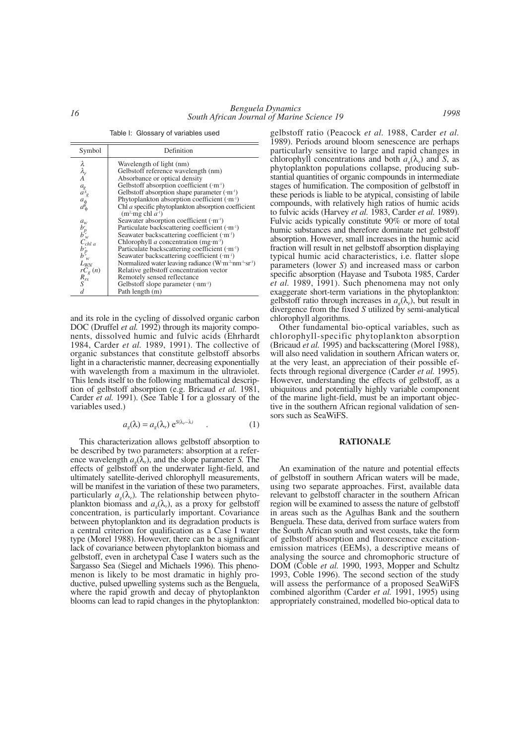Table I: Glossary of variables used

| Symbol | Definition |
|---|---|
| $\lambda$ | Wavelength of light (nm) |
| $\lambda_r$ | Gelbstoff reference wavelength (nm) |
| $A$ | Absorbance or optical density |
| $a_g$ | Gelbstoff absorption coefficient ($\cdot$m$^{-1}$) |
| $a^s_g$ | Gelbstoff absorption shape parameter ($\cdot$m$^{-1}$) |
| $a_\phi$ | Phytoplankton absorption coefficient ($\cdot$m$^{-1}$) |
| $a^*_\phi$ | Chl *a* specific phytoplankton absorption coefficient (m$^2\cdot$mg chl $a^{-1}$) |
| $a_w$ | Seawater absorption coefficient ($\cdot$m$^{-1}$) |
| $b_p$ | Particulate backscattering coefficient ($\cdot$m$^{-1}$) |
| $b_w$ | Seawater backscattering coefficient ($\cdot$m$^{-1}$) |
| $C_{chl\ a}$ | Chlorophyll *a* concentration (mg$\cdot$m$^{-3}$) |
| $b_p$ | Particulate backscattering coefficient ($\cdot$m$^{-1}$) |
| $b_w$ | Seawater backscattering coefficient ($\cdot$m$^{-1}$) |
| $L_{WN}$ | Normalized water leaving radiance (W$\cdot$m$^{-2}\cdot$nm$^{-1}\cdot$sr$^{-1}$) |
| $rC_g(n)$ | Relative gelbstoff concentration vector |
| $R_{rs}$ | Remotely sensed reflectance |
| $S$ | Gelbstoff slope parameter ($\cdot$nm$^{-1}$) |
| $d$ | Path length (m) |

and its role in the cycling of dissolved organic carbon DOC (Druffel *et al.* 1992) through its majority components, dissolved humic and fulvic acids (Ehrhardt 1984, Carder *et al.* 1989, 1991). The collective of organic substances that constitute gelbstoff absorbs light in a characteristic manner, decreasing exponentially with wavelength from a maximum in the ultraviolet. This lends itself to the following mathematical description of gelbstoff absorption (e.g. Bricaud *et al.* 1981, Carder *et al.* 1991). (See Table I for a glossary of the variables used.)

$$a_g(\lambda) = a_g(\lambda_r)\ e^{S(\lambda_r - \lambda)} \quad . \tag{1}$$

This characterization allows gelbstoff absorption to be described by two parameters: absorption at a reference wavelength $a_g(\lambda_r)$, and the slope parameter *S*. The effects of gelbstoff on the underwater light-field, and ultimately satellite-derived chlorophyll measurements, will be manifest in the variation of these two parameters, particularly $a_g(\lambda_r)$. The relationship between phytoplankton biomass and $a_g(\lambda_r)$, as a proxy for gelbstoff concentration, is particularly important. Covariance between phytoplankton and its degradation products is a central criterion for qualification as a Case I water type (Morel 1988). However, there can be a significant lack of covariance between phytoplankton biomass and gelbstoff, even in archetypal Case I waters such as the Sargasso Sea (Siegel and Michaels 1996). This phenomenon is likely to be most dramatic in highly productive, pulsed upwelling systems such as the Benguela, where the rapid growth and decay of phytoplankton blooms can lead to rapid changes in the phytoplankton: gelbstoff ratio (Peacock *et al.* 1988, Carder *et al.* 1989). Periods around bloom senescence are perhaps particularly sensitive to large and rapid changes in chlorophyll concentrations and both $a_g(\lambda_r)$ and *S*, as phytoplankton populations collapse, producing substantial quantities of organic compounds in intermediate stages of humification. The composition of gelbstoff in these periods is liable to be atypical, consisting of labile compounds, with relatively high ratios of humic acids to fulvic acids (Harvey *et al.* 1983, Carder *et al.* 1989). Fulvic acids typically constitute 90% or more of total humic substances and therefore dominate net gelbstoff absorption. However, small increases in the humic acid fraction will result in net gelbstoff absorption displaying typical humic acid characteristics, i.e. flatter slope parameters (lower *S*) and increased mass or carbon specific absorption (Hayase and Tsubota 1985, Carder *et al.* 1989, 1991). Such phenomena may not only exaggerate short-term variations in the phytoplankton: gelbstoff ratio through increases in $a_g(\lambda_r)$, but result in divergence from the fixed *S* utilized by semi-analytical chlorophyll algorithms.

Other fundamental bio-optical variables, such as chlorophyll-specific phytoplankton absorption (Bricaud *et al.* 1995) and backscattering (Morel 1988), will also need validation in southern African waters or, at the very least, an appreciation of their possible effects through regional divergence (Carder *et al.* 1995). However, understanding the effects of gelbstoff, as a ubiquitous and potentially highly variable component of the marine light-field, must be an important objective in the southern African regional validation of sensors such as SeaWiFS.

## RATIONALE

An examination of the nature and potential effects of gelbstoff in southern African waters will be made, using two separate approaches. First, available data relevant to gelbstoff character in the southern African region will be examined to assess the nature of gelbstoff in areas such as the Agulhas Bank and the southern Benguela. These data, derived from surface waters from the South African south and west coasts, take the form of gelbstoff absorption and fluorescence excitation-emission matrices (EEMs), a descriptive means of analysing the source and chromophoric structure of DOM (Coble *et al.* 1990, 1993, Mopper and Schultz 1993, Coble 1996). The second section of the study will assess the performance of a proposed SeaWiFS combined algorithm (Carder *et al.* 1991, 1995) using appropriately constrained, modelled bio-optical data to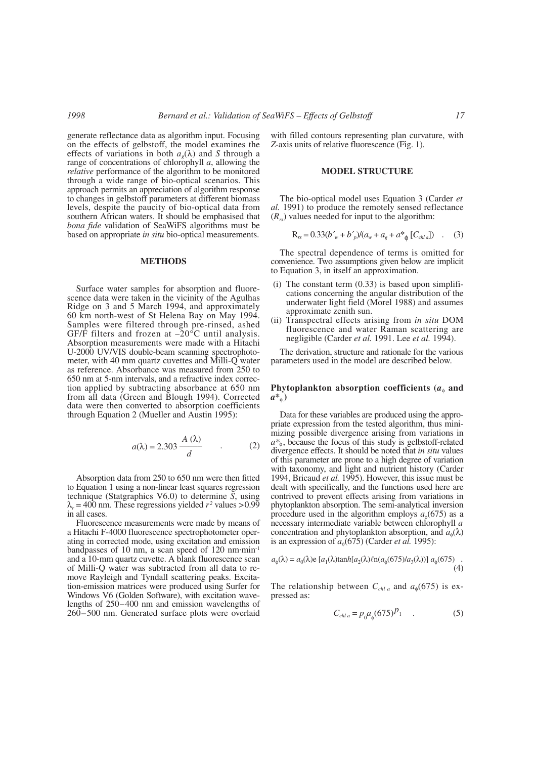generate reflectance data as algorithm input. Focusing on the effects of gelbstoff, the model examines the effects of variations in both $a_g(\lambda)$ and $S$ through a range of concentrations of chlorophyll *a*, allowing the *relative* performance of the algorithm to be monitored through a wide range of bio-optical scenarios. This approach permits an appreciation of algorithm response to changes in gelbstoff parameters at different biomass levels, despite the paucity of bio-optical data from southern African waters. It should be emphasised that *bona fide* validation of SeaWiFS algorithms must be based on appropriate *in situ* bio-optical measurements.

## METHODS

Surface water samples for absorption and fluorescence data were taken in the vicinity of the Agulhas Ridge on 3 and 5 March 1994, and approximately 60 km north-west of St Helena Bay on May 1994. Samples were filtered through pre-rinsed, ashed GF/F filters and frozen at –20°C until analysis. Absorption measurements were made with a Hitachi U-2000 UV/VIS double-beam scanning spectrophotometer, with 40 mm quartz cuvettes and Milli-Q water as reference. Absorbance was measured from 250 to 650 nm at 5-nm intervals, and a refractive index correction applied by subtracting absorbance at 650 nm from all data (Green and Blough 1994). Corrected data were then converted to absorption coefficients through Equation 2 (Mueller and Austin 1995):

$$a(\lambda) = 2.303 \frac{A(\lambda)}{d} \quad . \qquad (2)$$

Absorption data from 250 to 650 nm were then fitted to Equation 1 using a non-linear least squares regression technique (Statgraphics V6.0) to determine $S$, using $\lambda_r = 400$ nm. These regressions yielded $r^2$ values >0.99 in all cases.

Fluorescence measurements were made by means of a Hitachi F-4000 fluorescence spectrophotometer operating in corrected mode, using excitation and emission bandpasses of 10 nm, a scan speed of 120 nm·min$^{-1}$ and a 10-mm quartz cuvette. A blank fluorescence scan of Milli-Q water was subtracted from all data to remove Rayleigh and Tyndall scattering peaks. Excitation-emission matrices were produced using Surfer for Windows V6 (Golden Software), with excitation wavelengths of 250–400 nm and emission wavelengths of 260–500 nm. Generated surface plots were overlaid with filled contours representing plan curvature, with *Z*-axis units of relative fluorescence (Fig. 1).

## MODEL STRUCTURE

The bio-optical model uses Equation 3 (Carder *et al.* 1991) to produce the remotely sensed reflectance ($R_{rs}$) values needed for input to the algorithm:

$$R_{rs} = 0.33(b'_w + b'_p)/(a_w + a_g + a^*_\phi\,[C_{chl\,a}]) \quad . \qquad (3)$$

The spectral dependence of terms is omitted for convenience. Two assumptions given below are implicit to Equation 3, in itself an approximation.

(i) The constant term (0.33) is based upon simplifications concerning the angular distribution of the underwater light field (Morel 1988) and assumes approximate zenith sun.

(ii) Transpectral effects arising from *in situ* DOM fluorescence and water Raman scattering are negligible (Carder *et al.* 1991. Lee *et al.* 1994).

The derivation, structure and rationale for the various parameters used in the model are described below.

### Phytoplankton absorption coefficients ($a_\phi$ and $a^*_\phi$)

Data for these variables are produced using the appropriate expression from the tested algorithm, thus minimizing possible divergence arising from variations in $a^*_\phi$, because the focus of this study is gelbstoff-related divergence effects. It should be noted that *in situ* values of this parameter are prone to a high degree of variation with taxonomy, and light and nutrient history (Carder 1994, Bricaud *et al.* 1995). However, this issue must be dealt with specifically, and the functions used here are contrived to prevent effects arising from variations in phytoplankton absorption. The semi-analytical inversion procedure used in the algorithm employs $a_\phi(675)$ as a necessary intermediate variable between chlorophyll *a* concentration and phytoplankton absorption, and $a_\phi(\lambda)$ is an expression of $a_\phi(675)$ (Carder *et al.* 1995):

$$a_\phi(\lambda) = a_0(\lambda)\mathrm{e}\,[a_1(\lambda)\tanh[a_2(\lambda)\ln(a_\phi(675)/a_3(\lambda))]\;a_\phi(675) \quad . \qquad (4)$$

The relationship between $C_{chl\,a}$ and $a_\phi(675)$ is expressed as:

$$C_{chl\,a} = p_0 a_\phi(675)^{p_1} \quad . \qquad (5)$$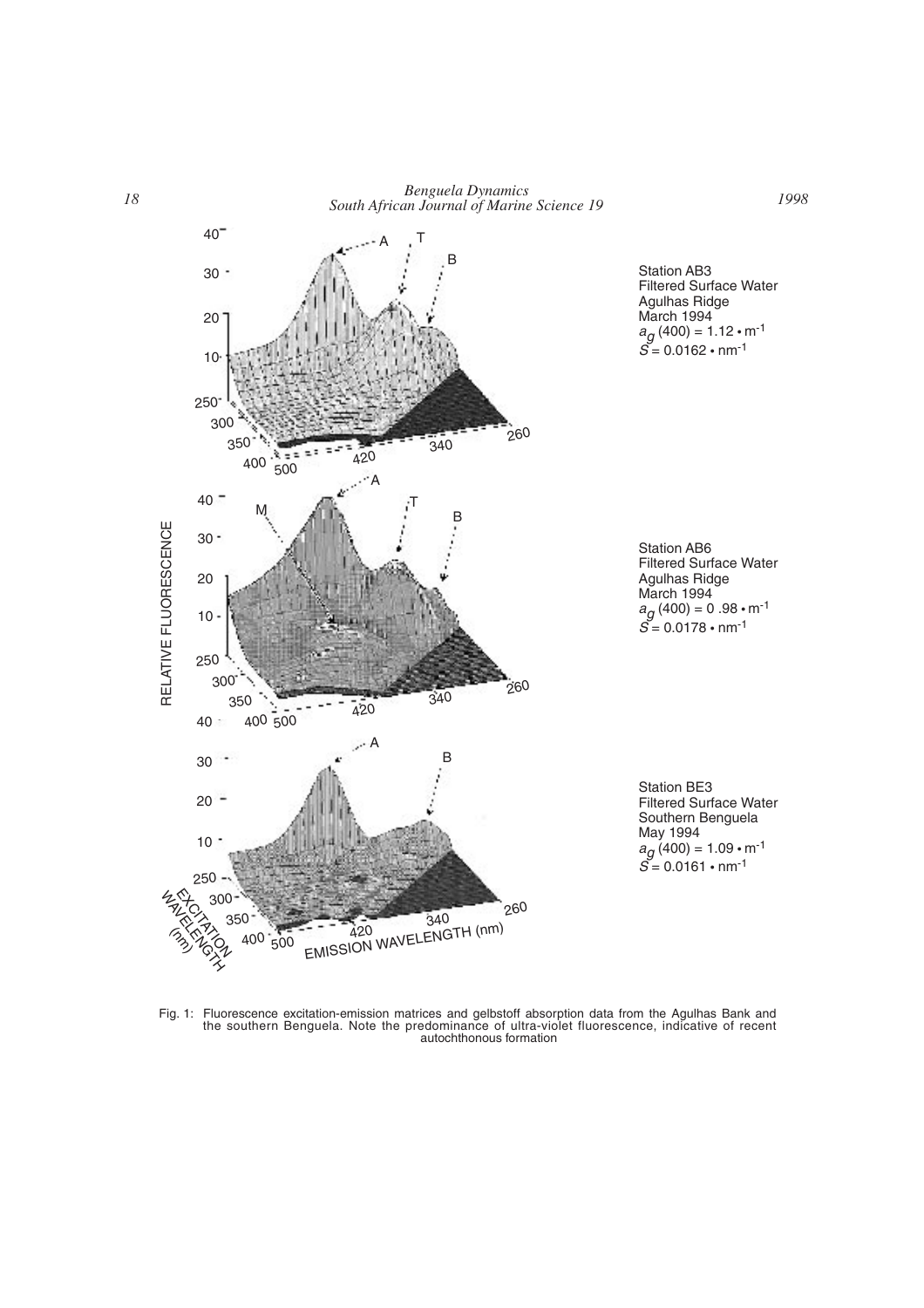Station AB3
Filtered Surface Water
Agulhas Ridge
March 1994
$a_g(400) = 1.12 \cdot m^{-1}$
$S = 0.0162 \cdot nm^{-1}$

Station AB6
Filtered Surface Water
Agulhas Ridge
March 1994
$a_g(400) = 0.98 \cdot m^{-1}$
$S = 0.0178 \cdot nm^{-1}$

Station BE3
Filtered Surface Water
Southern Benguela
May 1994
$a_g(400) = 1.09 \cdot m^{-1}$
$S = 0.0161 \cdot nm^{-1}$

Fig. 1: Fluorescence excitation-emission matrices and gelbstoff absorption data from the Agulhas Bank and the southern Benguela. Note the predominance of ultra-violet fluorescence, indicative of recent autochthonous formation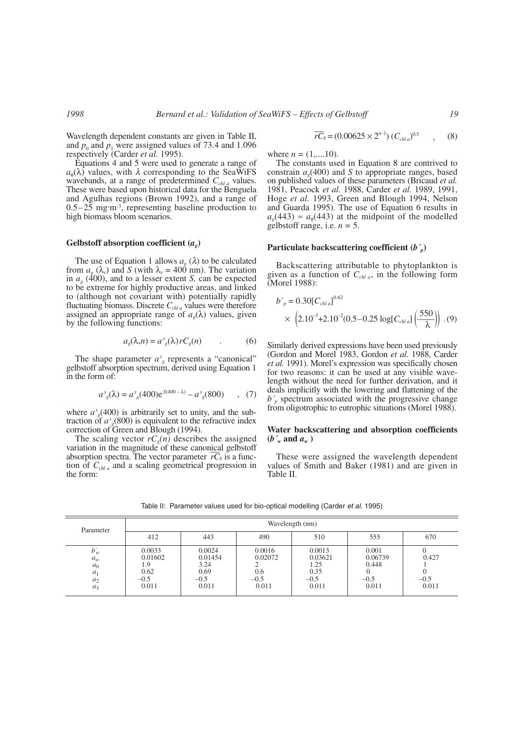Wavelength dependent constants are given in Table II, and $p_0$ and $p_1$ were assigned values of 73.4 and 1.096 respectively (Carder *et al.* 1995).

Equations 4 and 5 were used to generate a range of $a_\phi(\lambda)$ values, with $\lambda$ corresponding to the SeaWiFS wavebands, at a range of predetermined $C_{chl\ a}$ values. These were based upon historical data for the Benguela and Agulhas regions (Brown 1992), and a range of 0.5–25 mg·m$^{-3}$, representing baseline production to high biomass bloom scenarios.

### Gelbstoff absorption coefficient ($a_g$)

The use of Equation 1 allows $a_g(\lambda)$ to be calculated from $a_g(\lambda_r)$ and $S$ (with $\lambda_r$ = 400 nm). The variation in $a_g(400)$, and to a lesser extent $S$, can be expected to be extreme for highly productive areas, and linked to (although not covariant with) potentially rapidly fluctuating biomass. Discrete $C_{chl\ a}$ values were therefore assigned an appropriate range of $a_g(\lambda)$ values, given by the following functions:

$$a_g(\lambda,n) = a^s_g(\lambda)\,rC_g(n) \qquad . \qquad (6)$$

The shape parameter $a^s_g$ represents a "canonical" gelbstoff absorption spectrum, derived using Equation 1 in the form of:

$$a^s_g(\lambda) = a^s_g(400)e^{S(400-\lambda)} - a^s_g(800) \qquad , \quad (7)$$

where $a^s_g(400)$ is arbitrarily set to unity, and the subtraction of $a^s_g(800)$ is equivalent to the refractive index correction of Green and Blough (1994).

The scaling vector $rC_g(n)$ describes the assigned variation in the magnitude of these canonical gelbstoff absorption spectra. The vector parameter $\overline{rC_g}$ is a function of $C_{chl\ a}$ and a scaling geometrical progression in the form:

$$\overline{rC_g} = (0.00625 \times 2^{n-1})\,(C_{chl\ a})^{0.5} \qquad , \quad (8)$$

where $n = (1,....10)$.

The constants used in Equation 8 are contrived to constrain $a_g(400)$ and $S$ to appropriate ranges, based on published values of these parameters (Bricaud *et al.* 1981, Peacock *et al.* 1988, Carder *et al.* 1989, 1991, Hoge *et al.* 1993, Green and Blough 1994, Nelson and Guarda 1995). The use of Equation 6 results in $a_g(443) \approx a_\phi(443)$ at the midpoint of the modelled gelbstoff range, i.e. $n = 5$.

### Particulate backscattering coefficient ($b'_p$)

Backscattering attributable to phytoplankton is given as a function of $C_{chl\ a}$, in the following form (Morel 1988):

$$b'_p = 0.30[C_{chl\ a}]^{0.62} \times \left(2.10^{-3}+2.10^{-2}(0.5-0.25\log[C_{chl\ a}]\left(\frac{550}{\lambda}\right)\right) . (9)$$

Similarly derived expressions have been used previously (Gordon and Morel 1983, Gordon *et al.* 1988, Carder *et al.* 1991). Morel's expression was specifically chosen for two reasons: it can be used at any visible wavelength without the need for further derivation, and it deals implicitly with the lowering and flattening of the $b'_p$ spectrum associated with the progressive change from oligotrophic to eutrophic situations (Morel 1988).

### Water backscattering and absorption coefficients ($b'_w$ and $a_w$)

These were assigned the wavelength dependent values of Smith and Baker (1981) and are given in Table II.

Table II: Parameter values used for bio-optical modelling (Carder *et al.* 1995)

| Parameter | Wavelength (nm) | | | | | |
|---|---|---|---|---|---|---|
| | 412 | 443 | 490 | 510 | 555 | 670 |
| $b'_w$ | 0.0033 | 0.0024 | 0.0016 | 0.0013 | 0.001 | 0 |
| $a_w$ | 0.01602 | 0.01454 | 0.02072 | 0.03621 | 0.06739 | 0.427 |
| $a_0$ | 1.9 | 3.24 | 2 | 1.25 | 0.448 | 1 |
| $a_1$ | 0.62 | 0.69 | 0.6 | 0.35 | 0 | 0 |
| $a_2$ | –0.5 | –0.5 | –0.5 | –0.5 | –0.5 | –0.5 |
| $a_3$ | 0.011 | 0.011 | 0.011 | 0.011 | 0.011 | 0.011 |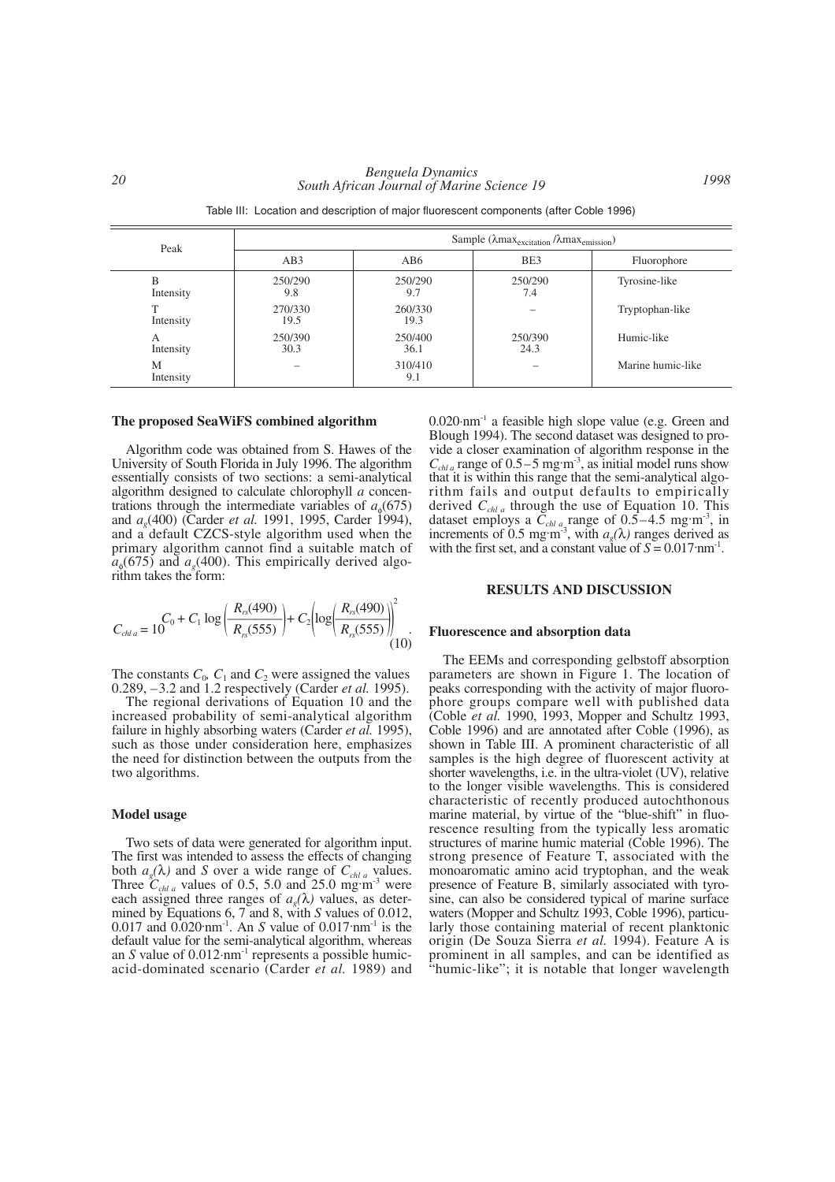Table III: Location and description of major fluorescent components (after Coble 1996)

| Peak | Sample ($\lambda max_{excitation}$ /$\lambda max_{emission}$) | | | |
|---|---|---|---|---|
| | AB3 | AB6 | BE3 | Fluorophore |
| B<br>Intensity | 250/290<br>9.8 | 250/290<br>9.7 | 250/290<br>7.4 | Tyrosine-like |
| T<br>Intensity | 270/330<br>19.5 | 260/330<br>19.3 | – | Tryptophan-like |
| A<br>Intensity | 250/390<br>30.3 | 250/400<br>36.1 | 250/390<br>24.3 | Humic-like |
| M<br>Intensity | – | 310/410<br>9.1 | – | Marine humic-like |

### The proposed SeaWiFS combined algorithm

Algorithm code was obtained from S. Hawes of the University of South Florida in July 1996. The algorithm essentially consists of two sections: a semi-analytical algorithm designed to calculate chlorophyll *a* concentrations through the intermediate variables of $a_\phi(675)$ and $a_g(400)$ (Carder *et al.* 1991, 1995, Carder 1994), and a default CZCS-style algorithm used when the primary algorithm cannot find a suitable match of $a_\phi(675)$ and $a_g(400)$. This empirically derived algorithm takes the form:

$$C_{chl\,a} = 10^{C_0 + C_1 \log\left(\frac{R_{rs}(490)}{R_{rs}(555)}\right) + C_2\left(\log\left(\frac{R_{rs}(490)}{R_{rs}(555)}\right)\right)^2} . \quad (10)$$

The constants $C_0$, $C_1$ and $C_2$ were assigned the values 0.289, –3.2 and 1.2 respectively (Carder *et al.* 1995).

The regional derivations of Equation 10 and the increased probability of semi-analytical algorithm failure in highly absorbing waters (Carder *et al.* 1995), such as those under consideration here, emphasizes the need for distinction between the outputs from the two algorithms.

### Model usage

Two sets of data were generated for algorithm input. The first was intended to assess the effects of changing both $a_g(\lambda)$ and $S$ over a wide range of $C_{chl\,a}$ values. Three $C_{chl\,a}$ values of 0.5, 5.0 and 25.0 $mg \cdot m^{-3}$ were each assigned three ranges of $a_g(\lambda)$ values, as determined by Equations 6, 7 and 8, with $S$ values of 0.012, 0.017 and 0.020$\cdot nm^{-1}$. An $S$ value of 0.017$\cdot nm^{-1}$ is the default value for the semi-analytical algorithm, whereas an $S$ value of 0.012$\cdot nm^{-1}$ represents a possible humic-acid-dominated scenario (Carder *et al.* 1989) and 0.020$\cdot nm^{-1}$ a feasible high slope value (e.g. Green and Blough 1994). The second dataset was designed to provide a closer examination of algorithm response in the $C_{chl\,a}$ range of 0.5–5 $mg \cdot m^{-3}$, as initial model runs show that it is within this range that the semi-analytical algorithm fails and output defaults to empirically derived $C_{chl\,a}$ through the use of Equation 10. This dataset employs a $C_{chl\,a}$ range of 0.5–4.5 $mg \cdot m^{-3}$, in increments of 0.5 $mg \cdot m^{-3}$, with $a_g(\lambda)$ ranges derived as with the first set, and a constant value of $S = 0.017 \cdot nm^{-1}$.

## RESULTS AND DISCUSSION

### Fluorescence and absorption data

The EEMs and corresponding gelbstoff absorption parameters are shown in Figure 1. The location of peaks corresponding with the activity of major fluorophore groups compare well with published data (Coble *et al.* 1990, 1993, Mopper and Schultz 1993, Coble 1996) and are annotated after Coble (1996), as shown in Table III. A prominent characteristic of all samples is the high degree of fluorescent activity at shorter wavelengths, i.e. in the ultra-violet (UV), relative to the longer visible wavelengths. This is considered characteristic of recently produced autochthonous marine material, by virtue of the "blue-shift" in fluorescence resulting from the typically less aromatic structures of marine humic material (Coble 1996). The strong presence of Feature T, associated with the monoaromatic amino acid tryptophan, and the weak presence of Feature B, similarly associated with tyrosine, can also be considered typical of marine surface waters (Mopper and Schultz 1993, Coble 1996), particularly those containing material of recent planktonic origin (De Souza Sierra *et al.* 1994). Feature A is prominent in all samples, and can be identified as "humic-like"; it is notable that longer wavelength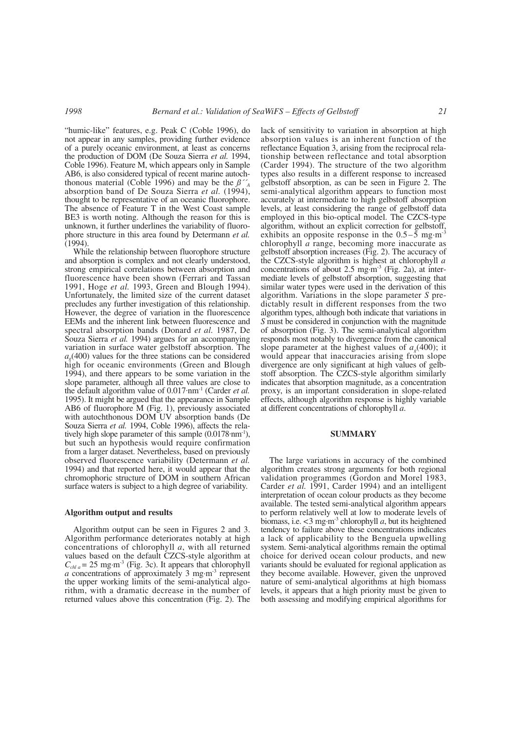"humic-like" features, e.g. Peak C (Coble 1996), do not appear in any samples, providing further evidence of a purely oceanic environment, at least as concerns the production of DOM (De Souza Sierra *et al.* 1994, Coble 1996). Feature M, which appears only in Sample AB6, is also considered typical of recent marine autochthonous material (Coble 1996) and may be the $\beta''_A$ absorption band of De Souza Sierra *et al.* (1994), thought to be representative of an oceanic fluorophore. The absence of Feature T in the West Coast sample BE3 is worth noting. Although the reason for this is unknown, it further underlines the variability of fluorophore structure in this area found by Determann *et al.* (1994).

While the relationship between fluorophore structure and absorption is complex and not clearly understood, strong empirical correlations between absorption and fluorescence have been shown (Ferrari and Tassan 1991, Hoge *et al.* 1993, Green and Blough 1994). Unfortunately, the limited size of the current dataset precludes any further investigation of this relationship. However, the degree of variation in the fluorescence EEMs and the inherent link between fluorescence and spectral absorption bands (Donard *et al.* 1987, De Souza Sierra *et al.* 1994) argues for an accompanying variation in surface water gelbstoff absorption. The $a_g(400)$ values for the three stations can be considered high for oceanic environments (Green and Blough 1994), and there appears to be some variation in the slope parameter, although all three values are close to the default algorithm value of $0.017 \cdot nm^{-1}$ (Carder *et al.* 1995). It might be argued that the appearance in Sample AB6 of fluorophore M (Fig. 1), previously associated with autochthonous DOM UV absorption bands (De Souza Sierra *et al.* 1994, Coble 1996), affects the relatively high slope parameter of this sample ($0.0178 \cdot nm^{-1}$), but such an hypothesis would require confirmation from a larger dataset. Nevertheless, based on previously observed fluorescence variability (Determann *et al.* 1994) and that reported here, it would appear that the chromophoric structure of DOM in southern African surface waters is subject to a high degree of variability.

### Algorithm output and results

Algorithm output can be seen in Figures 2 and 3. Algorithm performance deteriorates notably at high concentrations of chlorophyll *a*, with all returned values based on the default CZCS-style algorithm at $C_{chl\,a} = 25\ mg \cdot m^{-3}$ (Fig. 3c). It appears that chlorophyll *a* concentrations of approximately $3\ mg \cdot m^{-3}$ represent the upper working limits of the semi-analytical algorithm, with a dramatic decrease in the number of returned values above this concentration (Fig. 2). The lack of sensitivity to variation in absorption at high absorption values is an inherent function of the reflectance Equation 3, arising from the reciprocal relationship between reflectance and total absorption (Carder 1994). The structure of the two algorithm types also results in a different response to increased gelbstoff absorption, as can be seen in Figure 2. The semi-analytical algorithm appears to function most accurately at intermediate to high gelbstoff absorption levels, at least considering the range of gelbstoff data employed in this bio-optical model. The CZCS-type algorithm, without an explicit correction for gelbstoff, exhibits an opposite response in the $0.5–5\ mg \cdot m^{-3}$ chlorophyll *a* range, becoming more inaccurate as gelbstoff absorption increases (Fig. 2). The accuracy of the CZCS-style algorithm is highest at chlorophyll *a* concentrations of about $2.5\ mg \cdot m^{-3}$ (Fig. 2a), at intermediate levels of gelbstoff absorption, suggesting that similar water types were used in the derivation of this algorithm. Variations in the slope parameter *S* predictably result in different responses from the two algorithm types, although both indicate that variations in *S* must be considered in conjunction with the magnitude of absorption (Fig. 3). The semi-analytical algorithm responds most notably to divergence from the canonical slope parameter at the highest values of $a_g(400)$; it would appear that inaccuracies arising from slope divergence are only significant at high values of gelbstoff absorption. The CZCS-style algorithm similarly indicates that absorption magnitude, as a concentration proxy, is an important consideration in slope-related effects, although algorithm response is highly variable at different concentrations of chlorophyll *a*.

## SUMMARY

The large variations in accuracy of the combined algorithm creates strong arguments for both regional validation programmes (Gordon and Morel 1983, Carder *et al.* 1991, Carder 1994) and an intelligent interpretation of ocean colour products as they become available. The tested semi-analytical algorithm appears to perform relatively well at low to moderate levels of biomass, i.e. $<3\ mg \cdot m^{-3}$ chlorophyll *a*, but its heightened tendency to failure above these concentrations indicates a lack of applicability to the Benguela upwelling system. Semi-analytical algorithms remain the optimal choice for derived ocean colour products, and new variants should be evaluated for regional application as they become available. However, given the unproved nature of semi-analytical algorithms at high biomass levels, it appears that a high priority must be given to both assessing and modifying empirical algorithms for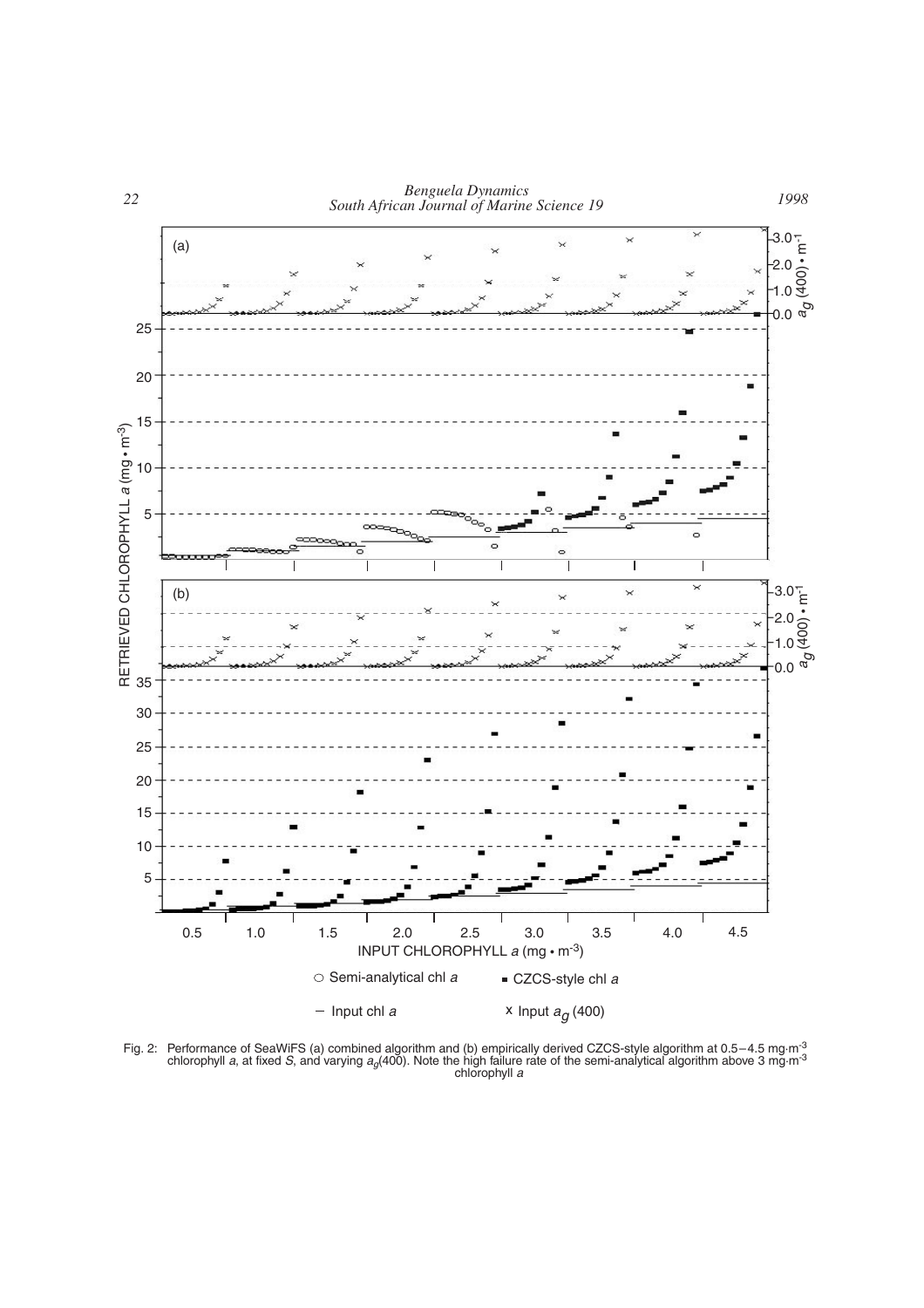Fig. 2: Performance of SeaWiFS (a) combined algorithm and (b) empirically derived CZCS-style algorithm at 0.5–4.5 mg·m$^{-3}$ chlorophyll *a*, at fixed *S*, and varying $a_g(400)$. Note the high failure rate of the semi-analytical algorithm above 3 mg·m$^{-3}$ chlorophyll *a*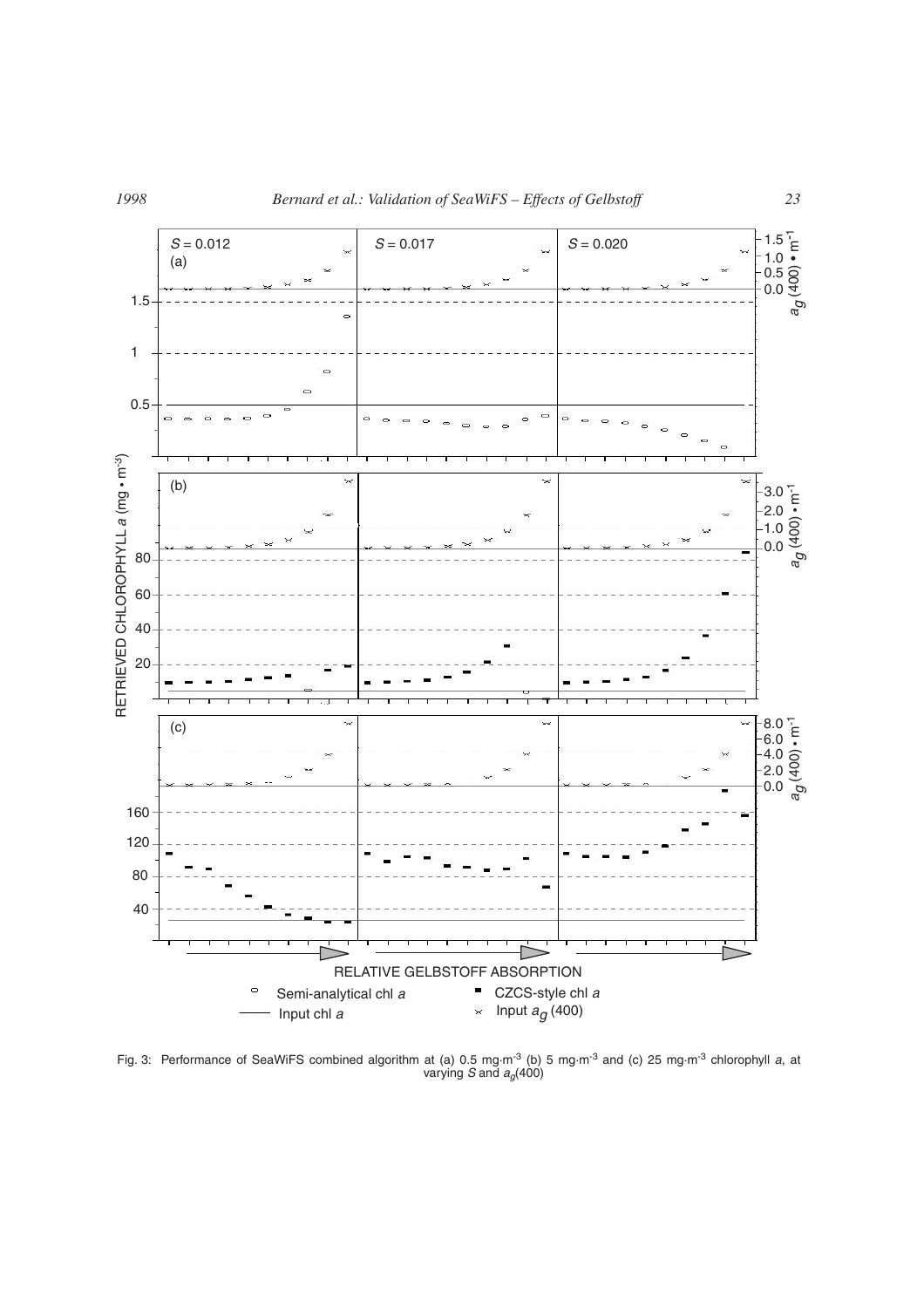Fig. 3: Performance of SeaWiFS combined algorithm at (a) 0.5 mg·m$^{-3}$ (b) 5 mg·m$^{-3}$ and (c) 25 mg·m$^{-3}$ chlorophyll *a*, at varying $S$ and $a_g(400)$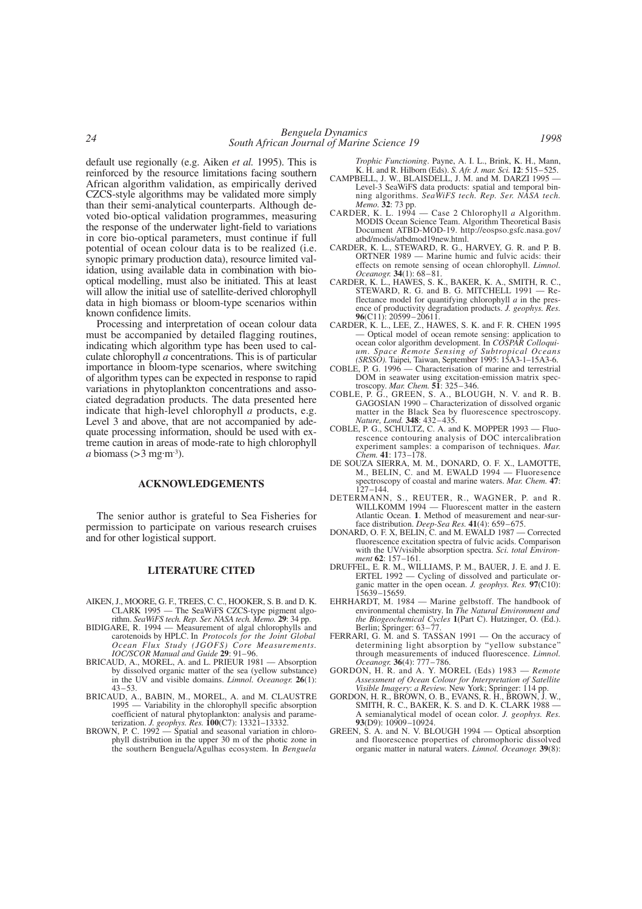default use regionally (e.g. Aiken *et al.* 1995). This is reinforced by the resource limitations facing southern African algorithm validation, as empirically derived CZCS-style algorithms may be validated more simply than their semi-analytical counterparts. Although devoted bio-optical validation programmes, measuring the response of the underwater light-field to variations in core bio-optical parameters, must continue if full potential of ocean colour data is to be realized (i.e. synopic primary production data), resource limited validation, using available data in combination with bio-optical modelling, must also be initiated. This at least will allow the initial use of satellite-derived chlorophyll data in high biomass or bloom-type scenarios within known confidence limits.

Processing and interpretation of ocean colour data must be accompanied by detailed flagging routines, indicating which algorithm type has been used to calculate chlorophyll *a* concentrations. This is of particular importance in bloom-type scenarios, where switching of algorithm types can be expected in response to rapid variations in phytoplankton concentrations and associated degradation products. The data presented here indicate that high-level chlorophyll *a* products, e.g. Level 3 and above, that are not accompanied by adequate processing information, should be used with extreme caution in areas of mode-rate to high chlorophyll *a* biomass (>3 mg·m$^{-3}$).

## ACKNOWLEDGEMENTS

The senior author is grateful to Sea Fisheries for permission to participate on various research cruises and for other logistical support.

## LITERATURE CITED

AIKEN, J., MOORE, G. F., TREES, C. C., HOOKER, S. B. and D. K. CLARK 1995 — The SeaWiFS CZCS-type pigment algorithm. *SeaWiFS tech. Rep. Ser. NASA tech. Memo.* **29**: 34 pp.

BIDIGARE, R. 1994 — Measurement of algal chlorophylls and carotenoids by HPLC. In *Protocols for the Joint Global Ocean Flux Study (JGOFS) Core Measurements. IOC/SCOR Manual and Guide* **29**: 91–96.

BRICAUD, A., MOREL, A. and L. PRIEUR 1981 — Absorption by dissolved organic matter of the sea (yellow substance) in the UV and visible domains. *Limnol. Oceanogr.* **26**(1): 43–53.

BRICAUD, A., BABIN, M., MOREL, A. and M. CLAUSTRE 1995 — Variability in the chlorophyll specific absorption coefficient of natural phytoplankton: analysis and parameterization. *J. geophys. Res.* **100**(C7): 13321–13332.

BROWN, P. C. 1992 — Spatial and seasonal variation in chlorophyll distribution in the upper 30 m of the photic zone in the southern Benguela/Agulhas ecosystem. In *Benguela Trophic Functioning*. Payne, A. I. L., Brink, K. H., Mann, K. H. and R. Hilborn (Eds). *S. Afr. J. mar. Sci.* **12**: 515–525.

CAMPBELL, J. W., BLAISDELL, J. M. and M. DARZI 1995 — Level-3 SeaWiFS data products: spatial and temporal binning algorithms. *SeaWiFS tech. Rep. Ser. NASA tech. Memo.* **32**: 73 pp.

CARDER, K. L. 1994 — Case 2 Chlorophyll *a* Algorithm. MODIS Ocean Science Team. Algorithm Theoretical Basis Document ATBD-MOD-19. http://eospso.gsfc.nasa.gov/atbd/modis/atbdmod19new.html.

CARDER, K. L., STEWARD, R. G., HARVEY, G. R. and P. B. ORTNER 1989 — Marine humic and fulvic acids: their effects on remote sensing of ocean chlorophyll. *Limnol. Oceanogr.* **34**(1): 68–81.

CARDER, K. L., HAWES, S. K., BAKER, K. A., SMITH, R. C., STEWARD, R. G. and B. G. MITCHELL 1991 — Reflectance model for quantifying chlorophyll *a* in the presence of productivity degradation products. *J. geophys. Res.* **96**(C11): 20599–20611.

CARDER, K. L., LEE, Z., HAWES, S. K. and F. R. CHEN 1995 — Optical model of ocean remote sensing: application to ocean color algorithm development. In *COSPAR Colloquium. Space Remote Sensing of Subtropical Oceans (SRSSO).* Taipei, Taiwan, September 1995: 15A3-1–15A3-6.

COBLE, P. G. 1996 — Characterisation of marine and terrestrial DOM in seawater using excitation-emission matrix spectroscopy. *Mar. Chem.* **51**: 325–346.

COBLE, P. G., GREEN, S. A., BLOUGH, N. V. and R. B. GAGOSIAN 1990 – Characterization of dissolved organic matter in the Black Sea by fluorescence spectroscopy. *Nature, Lond.* **348**: 432–435.

COBLE, P. G., SCHULTZ, C. A. and K. MOPPER 1993 — Fluorescence contouring analysis of DOC intercalibration experiment samples: a comparison of techniques. *Mar. Chem.* **41**: 173–178.

DE SOUZA SIERRA, M. M., DONARD, O. F. X., LAMOTTE, M., BELIN, C. and M. EWALD 1994 — Fluoresence spectroscopy of coastal and marine waters. *Mar. Chem.* **47**: 127–144.

DETERMANN, S., REUTER, R., WAGNER, P. and R. WILLKOMM 1994 — Fluorescent matter in the eastern Atlantic Ocean. **1**. Method of measurement and near-surface distribution. *Deep-Sea Res.* **41**(4): 659–675.

DONARD, O. F. X, BELIN, C. and M. EWALD 1987 — Corrected fluorescence excitation spectra of fulvic acids. Comparison with the UV/visible absorption spectra. *Sci. total Environment* **62**: 157–161.

DRUFFEL, E. R. M., WILLIAMS, P. M., BAUER, J. E. and J. E. ERTEL 1992 — Cycling of dissolved and particulate organic matter in the open ocean. *J. geophys. Res.* **97**(C10): 15639–15659.

EHRHARDT, M. 1984 — Marine gelbstoff. The handbook of environmental chemistry. In *The Natural Environment and the Biogeochemical Cycles* **1**(Part C). Hutzinger, O. (Ed.). Berlin; Springer: 63–77.

FERRARI, G. M. and S. TASSAN 1991 — On the accuracy of determining light absorption by "yellow substance" through measurements of induced fluorescence. *Limnol. Oceanogr.* **36**(4): 777–786.

GORDON, H. R. and A. Y. MOREL (Eds) 1983 — *Remote Assessment of Ocean Colour for Interpretation of Satellite Visible Imagery*: *a Review.* New York; Springer: 114 pp.

GORDON, H. R., BROWN, O. B., EVANS, R. H., BROWN, J. W., SMITH, R. C., BAKER, K. S. and D. K. CLARK 1988 — A semianalytical model of ocean color. *J. geophys. Res.* **93**(D9): 10909–10924.

GREEN, S. A. and N. V. BLOUGH 1994 — Optical absorption and fluorescence properties of chromophoric dissolved organic matter in natural waters. *Limnol. Oceanogr.* **39**(8):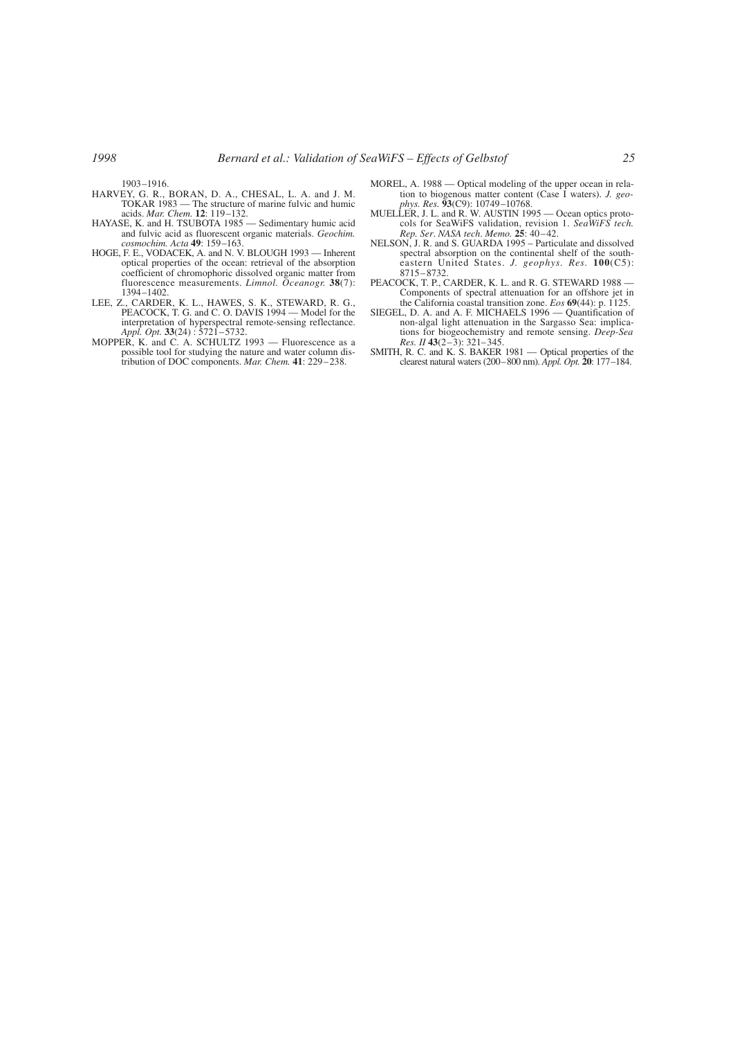1903–1916.

HARVEY, G. R., BORAN, D. A., CHESAL, L. A. and J. M. TOKAR 1983 — The structure of marine fulvic and humic acids. *Mar. Chem.* **12**: 119–132.

HAYASE, K. and H. TSUBOTA 1985 — Sedimentary humic acid and fulvic acid as fluorescent organic materials. *Geochim. cosmochim. Acta* **49**: 159–163.

HOGE, F. E., VODACEK, A. and N. V. BLOUGH 1993 — Inherent optical properties of the ocean: retrieval of the absorption coefficient of chromophoric dissolved organic matter from fluorescence measurements. *Limnol. Oceanogr.* **38**(7): 1394–1402.

LEE, Z., CARDER, K. L., HAWES, S. K., STEWARD, R. G., PEACOCK, T. G. and C. O. DAVIS 1994 — Model for the interpretation of hyperspectral remote-sensing reflectance. *Appl. Opt.* **33**(24) : 5721–5732.

MOPPER, K. and C. A. SCHULTZ 1993 — Fluorescence as a possible tool for studying the nature and water column distribution of DOC components. *Mar. Chem.* **41**: 229–238.

MOREL, A. 1988 — Optical modeling of the upper ocean in relation to biogenous matter content (Case I waters). *J. geophys. Res.* **93**(C9): 10749–10768.

MUELLER, J. L. and R. W. AUSTIN 1995 — Ocean optics protocols for SeaWiFS validation, revision 1. *SeaWiFS tech. Rep. Ser. NASA tech. Memo.* **25**: 40–42.

NELSON, J. R. and S. GUARDA 1995 – Particulate and dissolved spectral absorption on the continental shelf of the southeastern United States. *J. geophys. Res.* **100**(C5): 8715–8732.

PEACOCK, T. P., CARDER, K. L. and R. G. STEWARD 1988 — Components of spectral attenuation for an offshore jet in the California coastal transition zone. *Eos* **69**(44): p. 1125.

SIEGEL, D. A. and A. F. MICHAELS 1996 — Quantification of non-algal light attenuation in the Sargasso Sea: implications for biogeochemistry and remote sensing. *Deep-Sea Res. II* **43**(2–3): 321–345.

SMITH, R. C. and K. S. BAKER 1981 — Optical properties of the clearest natural waters (200–800 nm). *Appl. Opt.* **20**: 177–184.